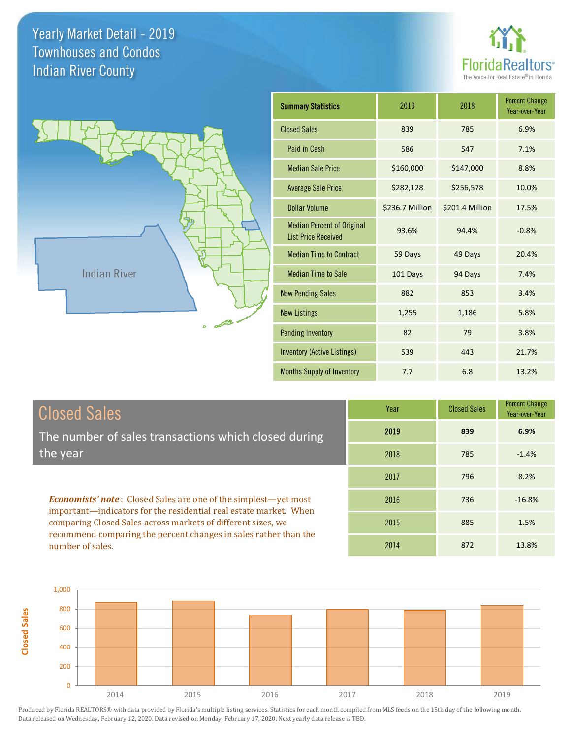# Yearly Market Detail - 2019
## Townhouses and Condos
## Indian River County

FloridaRealtors® The Voice for Real Estate® in Florida

Indian River

| Summary Statistics | 2019 | 2018 | Percent Change Year-over-Year |
|---|---|---|---|
| Closed Sales | 839 | 785 | 6.9% |
| Paid in Cash | 586 | 547 | 7.1% |
| Median Sale Price | $160,000 | $147,000 | 8.8% |
| Average Sale Price | $282,128 | $256,578 | 10.0% |
| Dollar Volume | $236.7 Million | $201.4 Million | 17.5% |
| Median Percent of Original List Price Received | 93.6% | 94.4% | -0.8% |
| Median Time to Contract | 59 Days | 49 Days | 20.4% |
| Median Time to Sale | 101 Days | 94 Days | 7.4% |
| New Pending Sales | 882 | 853 | 3.4% |
| New Listings | 1,255 | 1,186 | 5.8% |
| Pending Inventory | 82 | 79 | 3.8% |
| Inventory (Active Listings) | 539 | 443 | 21.7% |
| Months Supply of Inventory | 7.7 | 6.8 | 13.2% |

## Closed Sales

The number of sales transactions which closed during the year

***Economists' note***: Closed Sales are one of the simplest—yet most important—indicators for the residential real estate market. When comparing Closed Sales across markets of different sizes, we recommend comparing the percent changes in sales rather than the number of sales.

| Year | Closed Sales | Percent Change Year-over-Year |
|---|---|---|
| **2019** | **839** | **6.9%** |
| 2018 | 785 | -1.4% |
| 2017 | 796 | 8.2% |
| 2016 | 736 | -16.8% |
| 2015 | 885 | 1.5% |
| 2014 | 872 | 13.8% |

Produced by Florida REALTORS® with data provided by Florida's multiple listing services. Statistics for each month compiled from MLS feeds on the 15th day of the following month. Data released on Wednesday, February 12, 2020. Data revised on Monday, February 17, 2020. Next yearly data release is TBD.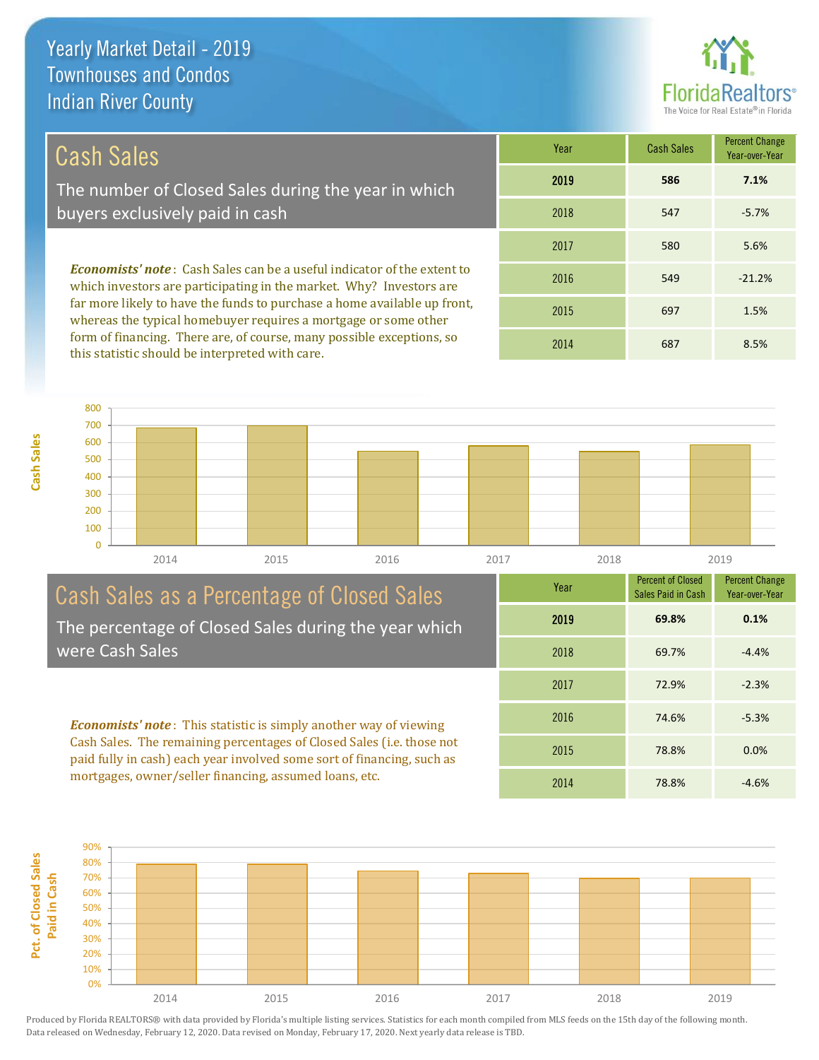# Yearly Market Detail - 2019
## Townhouses and Condos
## Indian River County

## Cash Sales

The number of Closed Sales during the year in which buyers exclusively paid in cash

| Year | Cash Sales | Percent Change Year-over-Year |
|---|---|---|
| **2019** | **586** | **7.1%** |
| 2018 | 547 | -5.7% |
| 2017 | 580 | 5.6% |
| 2016 | 549 | -21.2% |
| 2015 | 697 | 1.5% |
| 2014 | 687 | 8.5% |

***Economists' note***: Cash Sales can be a useful indicator of the extent to which investors are participating in the market. Why? Investors are far more likely to have the funds to purchase a home available up front, whereas the typical homebuyer requires a mortgage or some other form of financing. There are, of course, many possible exceptions, so this statistic should be interpreted with care.

## Cash Sales as a Percentage of Closed Sales

The percentage of Closed Sales during the year which were Cash Sales

| Year | Percent of Closed Sales Paid in Cash | Percent Change Year-over-Year |
|---|---|---|
| **2019** | **69.8%** | **0.1%** |
| 2018 | 69.7% | -4.4% |
| 2017 | 72.9% | -2.3% |
| 2016 | 74.6% | -5.3% |
| 2015 | 78.8% | 0.0% |
| 2014 | 78.8% | -4.6% |

***Economists' note***: This statistic is simply another way of viewing Cash Sales. The remaining percentages of Closed Sales (i.e. those not paid fully in cash) each year involved some sort of financing, such as mortgages, owner/seller financing, assumed loans, etc.

Produced by Florida REALTORS® with data provided by Florida's multiple listing services. Statistics for each month compiled from MLS feeds on the 15th day of the following month. Data released on Wednesday, February 12, 2020. Data revised on Monday, February 17, 2020. Next yearly data release is TBD.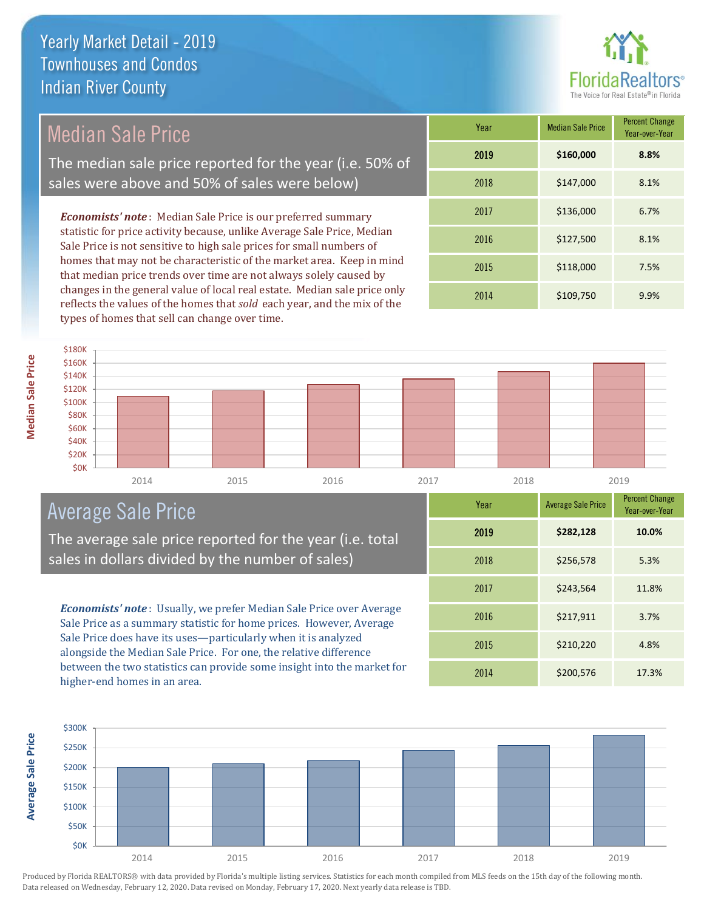# Yearly Market Detail - 2019
## Townhouses and Condos
## Indian River County

## Median Sale Price

The median sale price reported for the year (i.e. 50% of sales were above and 50% of sales were below)

***Economists' note***: Median Sale Price is our preferred summary statistic for price activity because, unlike Average Sale Price, Median Sale Price is not sensitive to high sale prices for small numbers of homes that may not be characteristic of the market area. Keep in mind that median price trends over time are not always solely caused by changes in the general value of local real estate. Median sale price only reflects the values of the homes that *sold* each year, and the mix of the types of homes that sell can change over time.

| Year | Median Sale Price | Percent Change Year-over-Year |
|---|---|---|
| **2019** | **$160,000** | **8.8%** |
| 2018 | $147,000 | 8.1% |
| 2017 | $136,000 | 6.7% |
| 2016 | $127,500 | 8.1% |
| 2015 | $118,000 | 7.5% |
| 2014 | $109,750 | 9.9% |

## Average Sale Price

The average sale price reported for the year (i.e. total sales in dollars divided by the number of sales)

***Economists' note***: Usually, we prefer Median Sale Price over Average Sale Price as a summary statistic for home prices. However, Average Sale Price does have its uses—particularly when it is analyzed alongside the Median Sale Price. For one, the relative difference between the two statistics can provide some insight into the market for higher-end homes in an area.

| Year | Average Sale Price | Percent Change Year-over-Year |
|---|---|---|
| **2019** | **$282,128** | **10.0%** |
| 2018 | $256,578 | 5.3% |
| 2017 | $243,564 | 11.8% |
| 2016 | $217,911 | 3.7% |
| 2015 | $210,220 | 4.8% |
| 2014 | $200,576 | 17.3% |

Produced by Florida REALTORS® with data provided by Florida's multiple listing services. Statistics for each month compiled from MLS feeds on the 15th day of the following month. Data released on Wednesday, February 12, 2020. Data revised on Monday, February 17, 2020. Next yearly data release is TBD.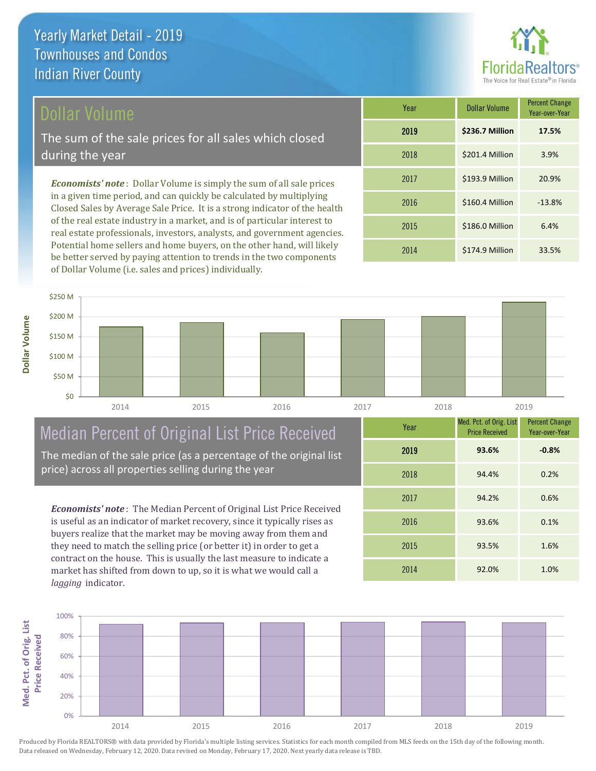# Yearly Market Detail - 2019
## Townhouses and Condos
## Indian River County

## Dollar Volume

The sum of the sale prices for all sales which closed during the year

*Economists' note*: Dollar Volume is simply the sum of all sale prices in a given time period, and can quickly be calculated by multiplying Closed Sales by Average Sale Price. It is a strong indicator of the health of the real estate industry in a market, and is of particular interest to real estate professionals, investors, analysts, and government agencies. Potential home sellers and home buyers, on the other hand, will likely be better served by paying attention to trends in the two components of Dollar Volume (i.e. sales and prices) individually.

| Year | Dollar Volume | Percent Change Year-over-Year |
|---|---|---|
| **2019** | **$236.7 Million** | **17.5%** |
| 2018 | $201.4 Million | 3.9% |
| 2017 | $193.9 Million | 20.9% |
| 2016 | $160.4 Million | -13.8% |
| 2015 | $186.0 Million | 6.4% |
| 2014 | $174.9 Million | 33.5% |

## Median Percent of Original List Price Received

The median of the sale price (as a percentage of the original list price) across all properties selling during the year

*Economists' note*: The Median Percent of Original List Price Received is useful as an indicator of market recovery, since it typically rises as buyers realize that the market may be moving away from them and they need to match the selling price (or better it) in order to get a contract on the house. This is usually the last measure to indicate a market has shifted from down to up, so it is what we would call a *lagging* indicator.

| Year | Med. Pct. of Orig. List Price Received | Percent Change Year-over-Year |
|---|---|---|
| **2019** | **93.6%** | **-0.8%** |
| 2018 | 94.4% | 0.2% |
| 2017 | 94.2% | 0.6% |
| 2016 | 93.6% | 0.1% |
| 2015 | 93.5% | 1.6% |
| 2014 | 92.0% | 1.0% |

Produced by Florida REALTORS® with data provided by Florida's multiple listing services. Statistics for each month compiled from MLS feeds on the 15th day of the following month. Data released on Wednesday, February 12, 2020. Data revised on Monday, February 17, 2020. Next yearly data release is TBD.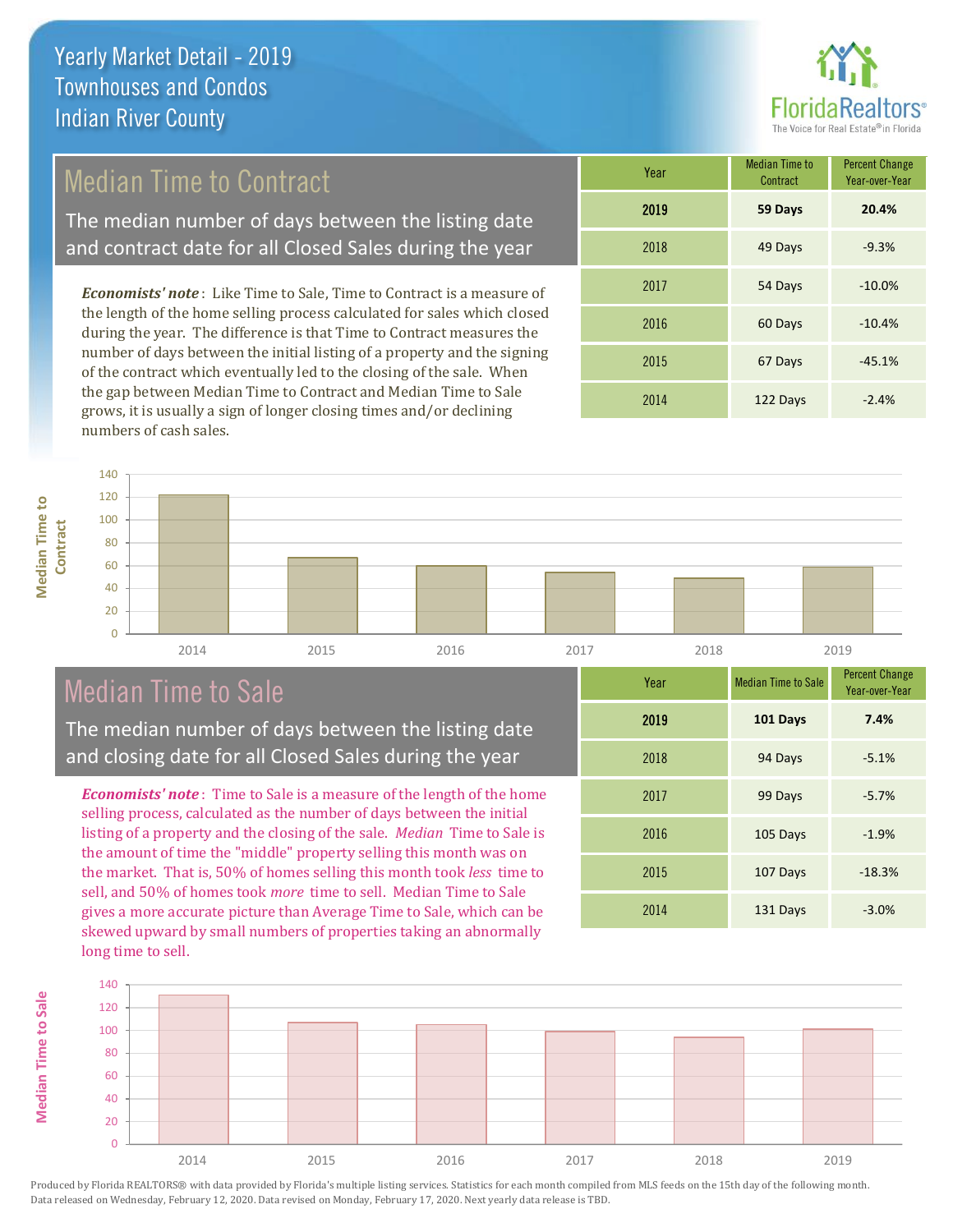# Yearly Market Detail - 2019
## Townhouses and Condos
## Indian River County

## Median Time to Contract

The median number of days between the listing date and contract date for all Closed Sales during the year

***Economists' note***: Like Time to Sale, Time to Contract is a measure of the length of the home selling process calculated for sales which closed during the year. The difference is that Time to Contract measures the number of days between the initial listing of a property and the signing of the contract which eventually led to the closing of the sale. When the gap between Median Time to Contract and Median Time to Sale grows, it is usually a sign of longer closing times and/or declining numbers of cash sales.

| Year | Median Time to Contract | Percent Change Year-over-Year |
|---|---|---|
| **2019** | **59 Days** | **20.4%** |
| 2018 | 49 Days | -9.3% |
| 2017 | 54 Days | -10.0% |
| 2016 | 60 Days | -10.4% |
| 2015 | 67 Days | -45.1% |
| 2014 | 122 Days | -2.4% |

## Median Time to Sale

The median number of days between the listing date and closing date for all Closed Sales during the year

***Economists' note***: Time to Sale is a measure of the length of the home selling process, calculated as the number of days between the initial listing of a property and the closing of the sale. *Median* Time to Sale is the amount of time the "middle" property selling this month was on the market. That is, 50% of homes selling this month took *less* time to sell, and 50% of homes took *more* time to sell. Median Time to Sale gives a more accurate picture than Average Time to Sale, which can be skewed upward by small numbers of properties taking an abnormally long time to sell.

| Year | Median Time to Sale | Percent Change Year-over-Year |
|---|---|---|
| **2019** | **101 Days** | **7.4%** |
| 2018 | 94 Days | -5.1% |
| 2017 | 99 Days | -5.7% |
| 2016 | 105 Days | -1.9% |
| 2015 | 107 Days | -18.3% |
| 2014 | 131 Days | -3.0% |

Produced by Florida REALTORS® with data provided by Florida's multiple listing services. Statistics for each month compiled from MLS feeds on the 15th day of the following month. Data released on Wednesday, February 12, 2020. Data revised on Monday, February 17, 2020. Next yearly data release is TBD.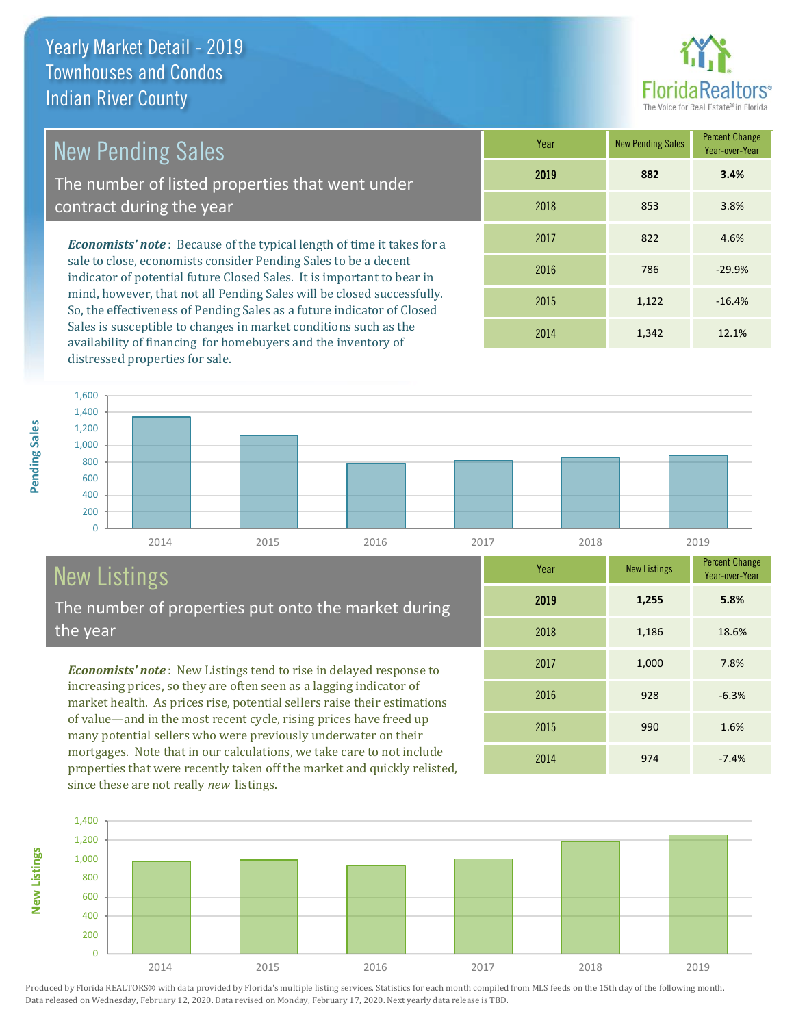# Yearly Market Detail - 2019
## Townhouses and Condos
## Indian River County

## New Pending Sales

The number of listed properties that went under contract during the year

***Economists' note***: Because of the typical length of time it takes for a sale to close, economists consider Pending Sales to be a decent indicator of potential future Closed Sales. It is important to bear in mind, however, that not all Pending Sales will be closed successfully. So, the effectiveness of Pending Sales as a future indicator of Closed Sales is susceptible to changes in market conditions such as the availability of financing for homebuyers and the inventory of distressed properties for sale.

| Year | New Pending Sales | Percent Change Year-over-Year |
|---|---|---|
| **2019** | **882** | **3.4%** |
| 2018 | 853 | 3.8% |
| 2017 | 822 | 4.6% |
| 2016 | 786 | -29.9% |
| 2015 | 1,122 | -16.4% |
| 2014 | 1,342 | 12.1% |

## New Listings

The number of properties put onto the market during the year

***Economists' note***: New Listings tend to rise in delayed response to increasing prices, so they are often seen as a lagging indicator of market health. As prices rise, potential sellers raise their estimations of value—and in the most recent cycle, rising prices have freed up many potential sellers who were previously underwater on their mortgages. Note that in our calculations, we take care to not include properties that were recently taken off the market and quickly relisted, since these are not really *new* listings.

| Year | New Listings | Percent Change Year-over-Year |
|---|---|---|
| **2019** | **1,255** | **5.8%** |
| 2018 | 1,186 | 18.6% |
| 2017 | 1,000 | 7.8% |
| 2016 | 928 | -6.3% |
| 2015 | 990 | 1.6% |
| 2014 | 974 | -7.4% |

Produced by Florida REALTORS® with data provided by Florida's multiple listing services. Statistics for each month compiled from MLS feeds on the 15th day of the following month. Data released on Wednesday, February 12, 2020. Data revised on Monday, February 17, 2020. Next yearly data release is TBD.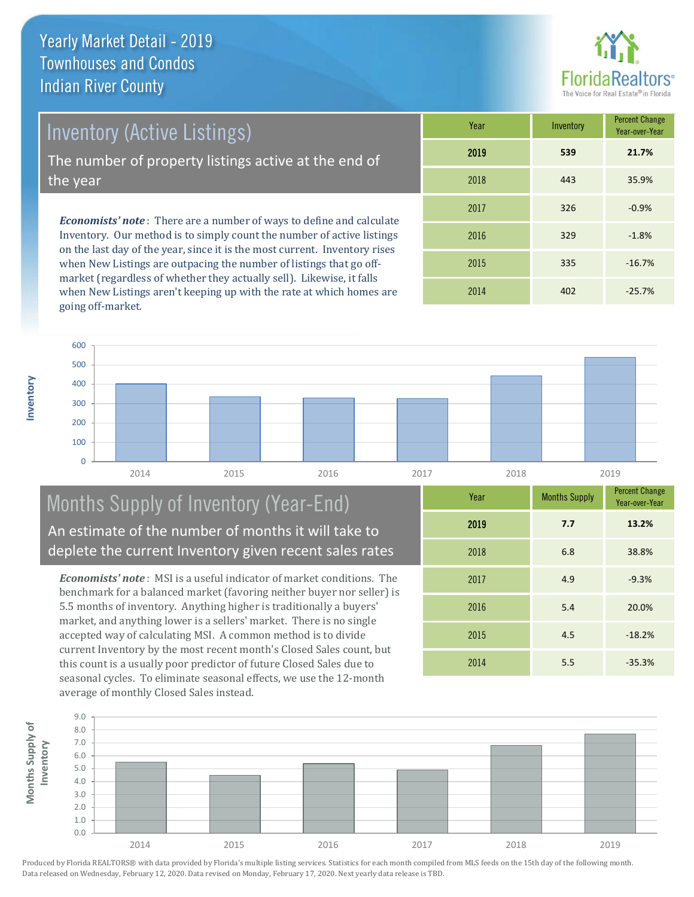# Yearly Market Detail - 2019
## Townhouses and Condos
## Indian River County

## Inventory (Active Listings)

The number of property listings active at the end of the year

***Economists' note***: There are a number of ways to define and calculate Inventory. Our method is to simply count the number of active listings on the last day of the year, since it is the most current. Inventory rises when New Listings are outpacing the number of listings that go off-market (regardless of whether they actually sell). Likewise, it falls when New Listings aren't keeping up with the rate at which homes are going off-market.

| Year | Inventory | Percent Change Year-over-Year |
|---|---|---|
| **2019** | **539** | **21.7%** |
| 2018 | 443 | 35.9% |
| 2017 | 326 | -0.9% |
| 2016 | 329 | -1.8% |
| 2015 | 335 | -16.7% |
| 2014 | 402 | -25.7% |

## Months Supply of Inventory (Year-End)

An estimate of the number of months it will take to deplete the current Inventory given recent sales rates

***Economists' note***: MSI is a useful indicator of market conditions. The benchmark for a balanced market (favoring neither buyer nor seller) is 5.5 months of inventory. Anything higher is traditionally a buyers' market, and anything lower is a sellers' market. There is no single accepted way of calculating MSI. A common method is to divide current Inventory by the most recent month's Closed Sales count, but this count is a usually poor predictor of future Closed Sales due to seasonal cycles. To eliminate seasonal effects, we use the 12-month average of monthly Closed Sales instead.

| Year | Months Supply | Percent Change Year-over-Year |
|---|---|---|
| **2019** | **7.7** | **13.2%** |
| 2018 | 6.8 | 38.8% |
| 2017 | 4.9 | -9.3% |
| 2016 | 5.4 | 20.0% |
| 2015 | 4.5 | -18.2% |
| 2014 | 5.5 | -35.3% |

Produced by Florida REALTORS® with data provided by Florida's multiple listing services. Statistics for each month compiled from MLS feeds on the 15th day of the following month. Data released on Wednesday, February 12, 2020. Data revised on Monday, February 17, 2020. Next yearly data release is TBD.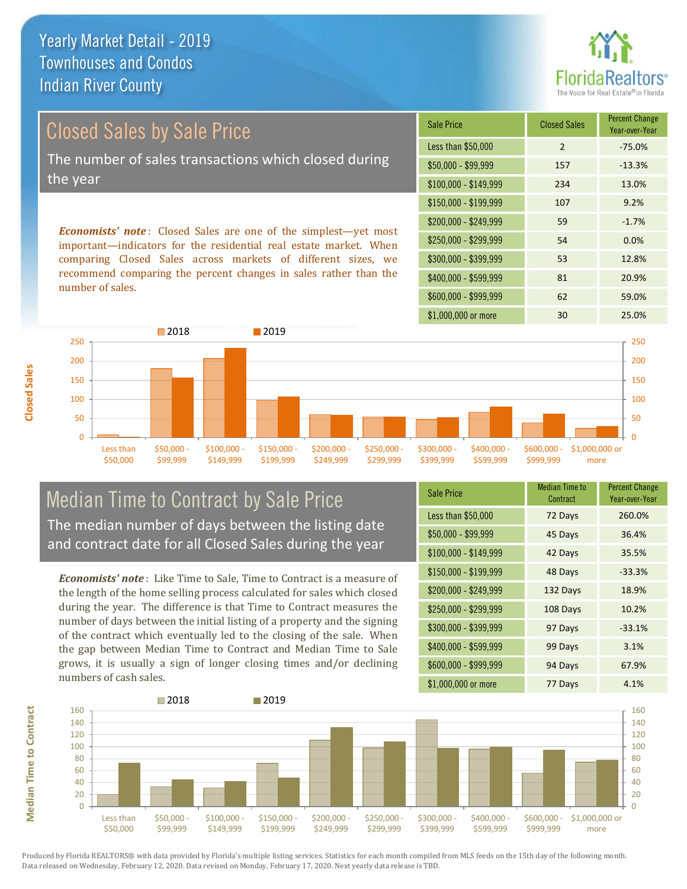# Yearly Market Detail - 2019
## Townhouses and Condos
## Indian River County

## Closed Sales by Sale Price

The number of sales transactions which closed during the year

***Economists' note***: Closed Sales are one of the simplest—yet most important—indicators for the residential real estate market. When comparing Closed Sales across markets of different sizes, we recommend comparing the percent changes in sales rather than the number of sales.

| Sale Price | Closed Sales | Percent Change Year-over-Year |
|---|---|---|
| Less than $50,000 | 2 | -75.0% |
| $50,000 - $99,999 | 157 | -13.3% |
| $100,000 - $149,999 | 234 | 13.0% |
| $150,000 - $199,999 | 107 | 9.2% |
| $200,000 - $249,999 | 59 | -1.7% |
| $250,000 - $299,999 | 54 | 0.0% |
| $300,000 - $399,999 | 53 | 12.8% |
| $400,000 - $599,999 | 81 | 20.9% |
| $600,000 - $999,999 | 62 | 59.0% |
| $1,000,000 or more | 30 | 25.0% |

## Median Time to Contract by Sale Price

The median number of days between the listing date and contract date for all Closed Sales during the year

***Economists' note***: Like Time to Sale, Time to Contract is a measure of the length of the home selling process calculated for sales which closed during the year. The difference is that Time to Contract measures the number of days between the initial listing of a property and the signing of the contract which eventually led to the closing of the sale. When the gap between Median Time to Contract and Median Time to Sale grows, it is usually a sign of longer closing times and/or declining numbers of cash sales.

| Sale Price | Median Time to Contract | Percent Change Year-over-Year |
|---|---|---|
| Less than $50,000 | 72 Days | 260.0% |
| $50,000 - $99,999 | 45 Days | 36.4% |
| $100,000 - $149,999 | 42 Days | 35.5% |
| $150,000 - $199,999 | 48 Days | -33.3% |
| $200,000 - $249,999 | 132 Days | 18.9% |
| $250,000 - $299,999 | 108 Days | 10.2% |
| $300,000 - $399,999 | 97 Days | -33.1% |
| $400,000 - $599,999 | 99 Days | 3.1% |
| $600,000 - $999,999 | 94 Days | 67.9% |
| $1,000,000 or more | 77 Days | 4.1% |

Produced by Florida REALTORS® with data provided by Florida's multiple listing services. Statistics for each month compiled from MLS feeds on the 15th day of the following month. Data released on Wednesday, February 12, 2020. Data revised on Monday, February 17, 2020. Next yearly data release is TBD.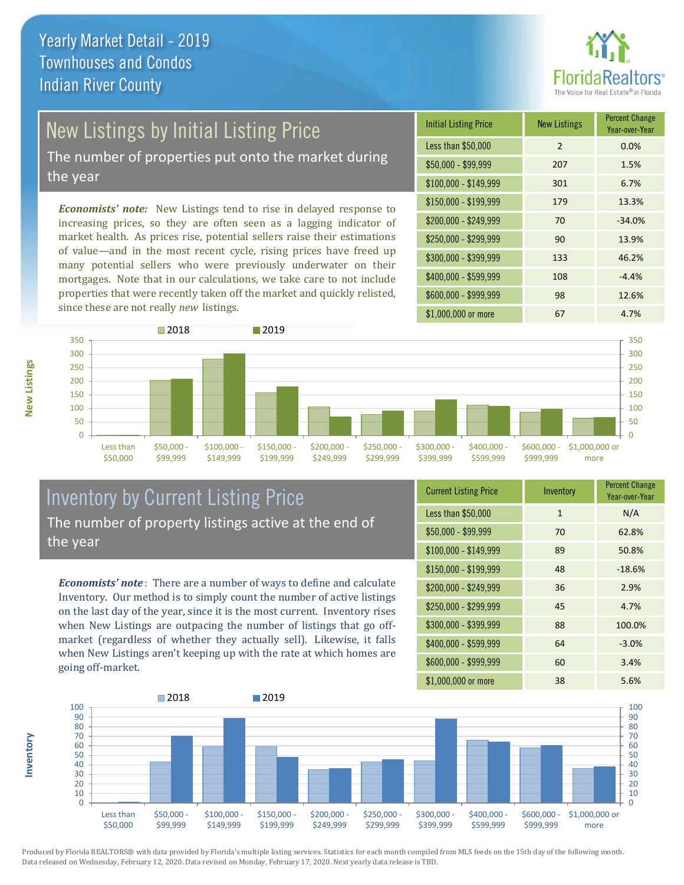# Yearly Market Detail - 2019
## Townhouses and Condos
## Indian River County

## New Listings by Initial Listing Price

The number of properties put onto the market during the year

*Economists' note:* New Listings tend to rise in delayed response to increasing prices, so they are often seen as a lagging indicator of market health. As prices rise, potential sellers raise their estimations of value—and in the most recent cycle, rising prices have freed up many potential sellers who were previously underwater on their mortgages. Note that in our calculations, we take care to not include properties that were recently taken off the market and quickly relisted, since these are not really *new* listings.

| Initial Listing Price | New Listings | Percent Change Year-over-Year |
|---|---|---|
| Less than $50,000 | 2 | 0.0% |
| $50,000 - $99,999 | 207 | 1.5% |
| $100,000 - $149,999 | 301 | 6.7% |
| $150,000 - $199,999 | 179 | 13.3% |
| $200,000 - $249,999 | 70 | -34.0% |
| $250,000 - $299,999 | 90 | 13.9% |
| $300,000 - $399,999 | 133 | 46.2% |
| $400,000 - $599,999 | 108 | -4.4% |
| $600,000 - $999,999 | 98 | 12.6% |
| $1,000,000 or more | 67 | 4.7% |

## Inventory by Current Listing Price

The number of property listings active at the end of the year

*Economists' note*: There are a number of ways to define and calculate Inventory. Our method is to simply count the number of active listings on the last day of the year, since it is the most current. Inventory rises when New Listings are outpacing the number of listings that go off-market (regardless of whether they actually sell). Likewise, it falls when New Listings aren't keeping up with the rate at which homes are going off-market.

| Current Listing Price | Inventory | Percent Change Year-over-Year |
|---|---|---|
| Less than $50,000 | 1 | N/A |
| $50,000 - $99,999 | 70 | 62.8% |
| $100,000 - $149,999 | 89 | 50.8% |
| $150,000 - $199,999 | 48 | -18.6% |
| $200,000 - $249,999 | 36 | 2.9% |
| $250,000 - $299,999 | 45 | 4.7% |
| $300,000 - $399,999 | 88 | 100.0% |
| $400,000 - $599,999 | 64 | -3.0% |
| $600,000 - $999,999 | 60 | 3.4% |
| $1,000,000 or more | 38 | 5.6% |

Produced by Florida REALTORS® with data provided by Florida's multiple listing services. Statistics for each month compiled from MLS feeds on the 15th day of the following month. Data released on Wednesday, February 12, 2020. Data revised on Monday, February 17, 2020. Next yearly data release is TBD.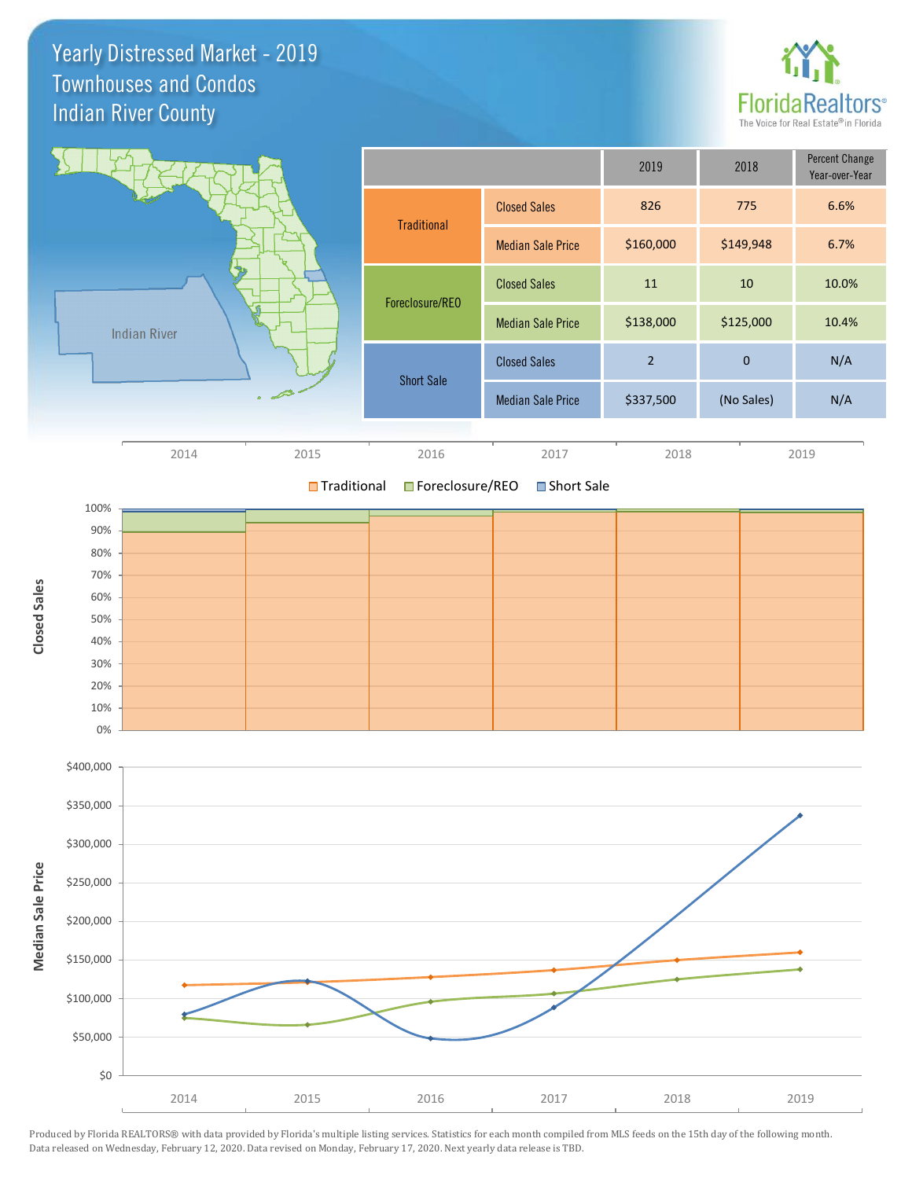# Yearly Distressed Market - 2019
## Townhouses and Condos
## Indian River County

FloridaRealtors®
The Voice for Real Estate® in Florida

Indian River

| | | 2019 | 2018 | Percent Change Year-over-Year |
|---|---|---|---|---|
| Traditional | Closed Sales | 826 | 775 | 6.6% |
| | Median Sale Price | $160,000 | $149,948 | 6.7% |
| Foreclosure/REO | Closed Sales | 11 | 10 | 10.0% |
| | Median Sale Price | $138,000 | $125,000 | 10.4% |
| Short Sale | Closed Sales | 2 | 0 | N/A |
| | Median Sale Price | $337,500 | (No Sales) | N/A |

2014 2015 2016 2017 2018 2019

Traditional Foreclosure/REO Short Sale

Closed Sales

100% 90% 80% 70% 60% 50% 40% 30% 20% 10% 0%

Median Sale Price

$400,000 $350,000 $300,000 $250,000 $200,000 $150,000 $100,000 $50,000 $0

2014 2015 2016 2017 2018 2019

Produced by Florida REALTORS® with data provided by Florida's multiple listing services. Statistics for each month compiled from MLS feeds on the 15th day of the following month. Data released on Wednesday, February 12, 2020. Data revised on Monday, February 17, 2020. Next yearly data release is TBD.